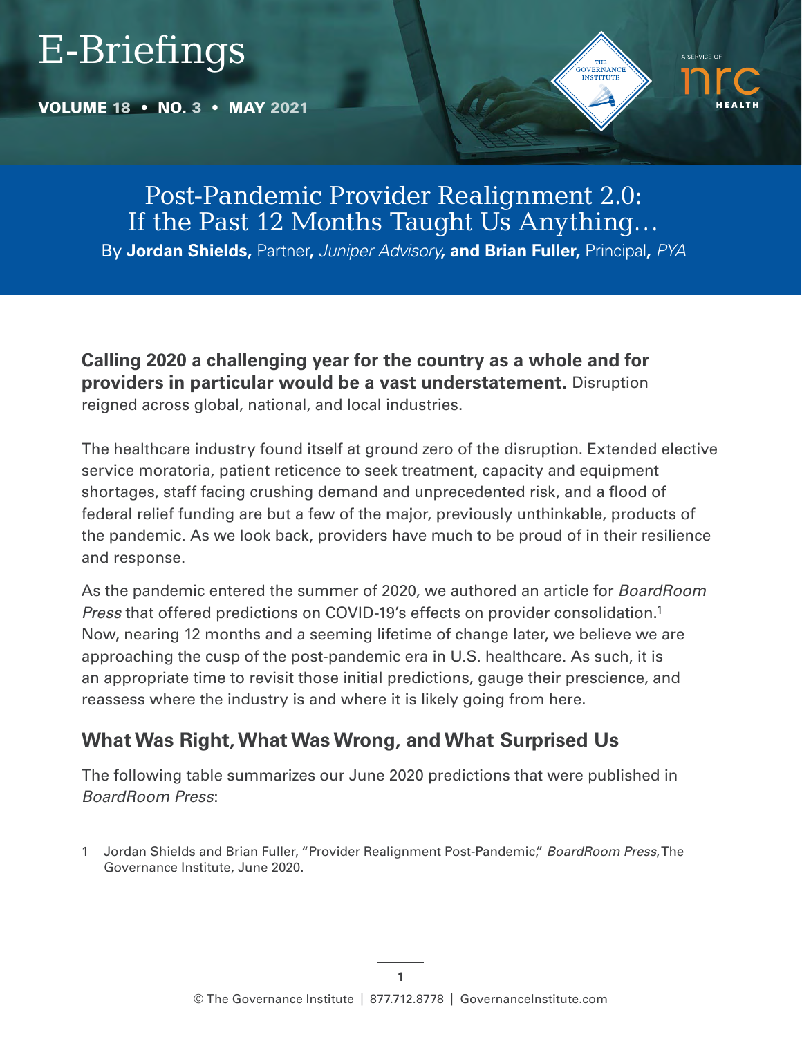# E-Briefings

**VOLUME 18 • NO. 3 • MAY 2021**

## Post-Pandemic Provider Realignment 2.0: If the Past 12 Months Taught Us Anything…

By **Jordan Shields,** Partner**,** *Juniper Advisory***, and Brian Fuller,** Principal**,** *PYA*

**Calling 2020 a challenging year for the country as a whole and for providers in particular would be a vast understatement.** Disruption reigned across global, national, and local industries.

The healthcare industry found itself at ground zero of the disruption. Extended elective service moratoria, patient reticence to seek treatment, capacity and equipment shortages, staff facing crushing demand and unprecedented risk, and a flood of federal relief funding are but a few of the major, previously unthinkable, products of the pandemic. As we look back, providers have much to be proud of in their resilience and response.

As the pandemic entered the summer of 2020, we authored an article for *BoardRoom Press* that offered predictions on COVID-19's effects on provider consolidation.[1] Now, nearing 12 months and a seeming lifetime of change later, we believe we are approaching the cusp of the post-pandemic era in U.S. healthcare. As such, it is an appropriate time to revisit those initial predictions, gauge their prescience, and reassess where the industry is and where it is likely going from here.

## What Was Right, What Was Wrong, and What Surprised Us

The following table summarizes our June 2020 predictions that were published in *BoardRoom Press*:

1 Jordan Shields and Brian Fuller, "Provider Realignment Post-Pandemic," *BoardRoom Press*, The Governance Institute, June 2020.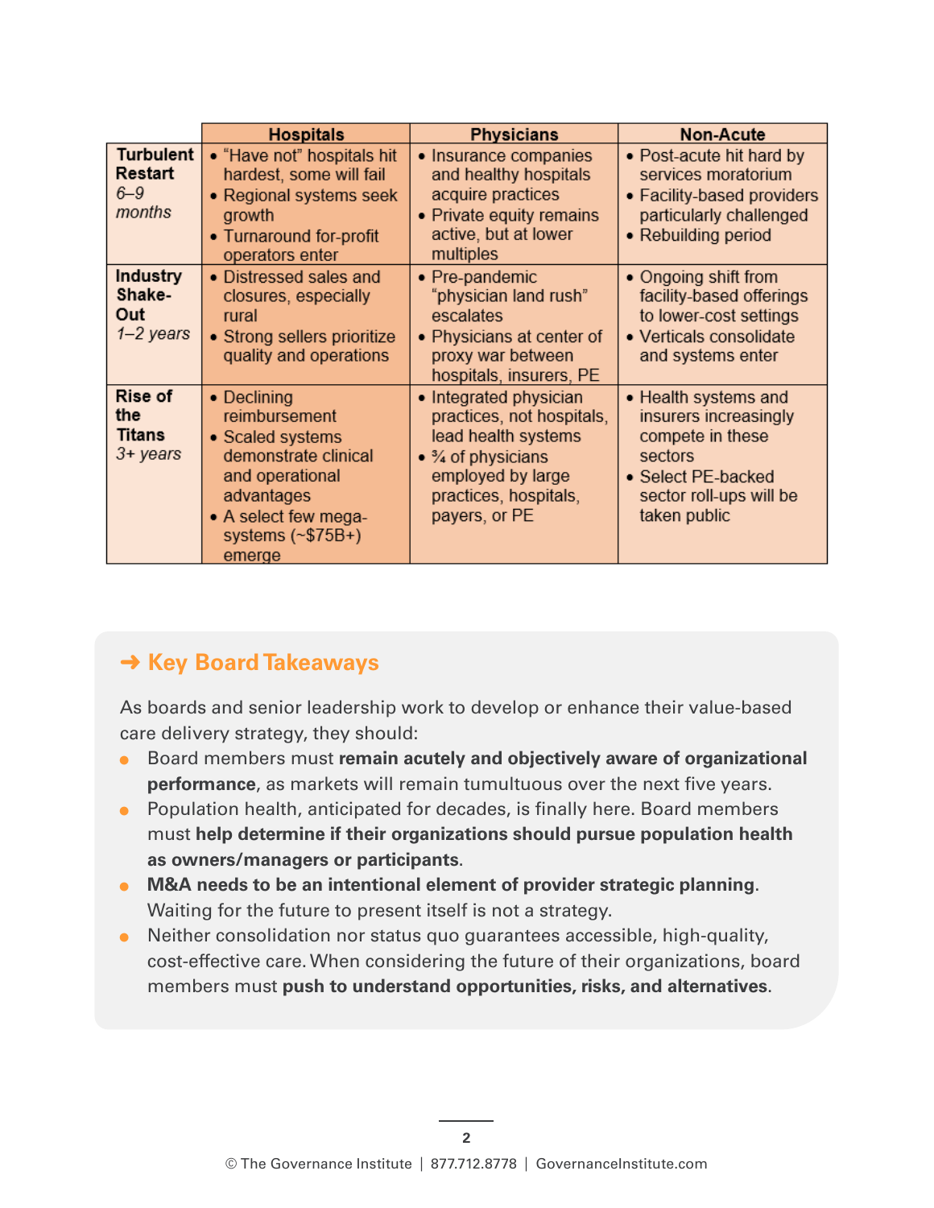| | Hospitals | Physicians | Non-Acute |
|---|---|---|---|
| **Turbulent Restart** *6–9 months* | • “Have not” hospitals hit hardest, some will fail<br>• Regional systems seek growth<br>• Turnaround for-profit operators enter | • Insurance companies and healthy hospitals acquire practices<br>• Private equity remains active, but at lower multiples | • Post-acute hit hard by services moratorium<br>• Facility-based providers particularly challenged<br>• Rebuilding period |
| **Industry Shake-Out** *1–2 years* | • Distressed sales and closures, especially rural<br>• Strong sellers prioritize quality and operations | • Pre-pandemic “physician land rush” escalates<br>• Physicians at center of proxy war between hospitals, insurers, PE | • Ongoing shift from facility-based offerings to lower-cost settings<br>• Verticals consolidate and systems enter |
| **Rise of the Titans** *3+ years* | • Declining reimbursement<br>• Scaled systems demonstrate clinical and operational advantages<br>• A select few mega-systems (~$75B+) emerge | • Integrated physician practices, not hospitals, lead health systems<br>• ¾ of physicians employed by large practices, hospitals, payers, or PE | • Health systems and insurers increasingly compete in these sectors<br>• Select PE-backed sector roll-ups will be taken public |

## ➜ Key Board Takeaways

As boards and senior leadership work to develop or enhance their value-based care delivery strategy, they should:

- Board members must **remain acutely and objectively aware of organizational performance**, as markets will remain tumultuous over the next five years.
- Population health, anticipated for decades, is finally here. Board members must **help determine if their organizations should pursue population health as owners/managers or participants**.
- **M&A needs to be an intentional element of provider strategic planning**. Waiting for the future to present itself is not a strategy.
- Neither consolidation nor status quo guarantees accessible, high-quality, cost-effective care. When considering the future of their organizations, board members must **push to understand opportunities, risks, and alternatives**.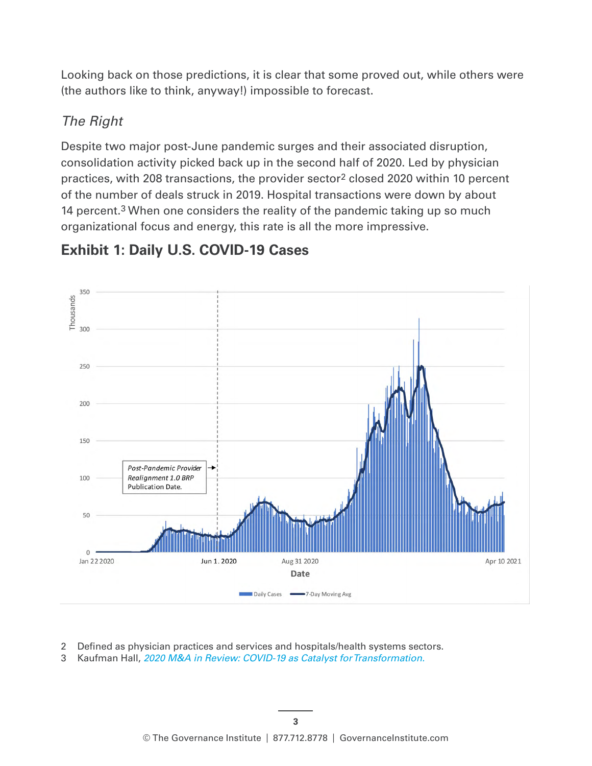Looking back on those predictions, it is clear that some proved out, while others were (the authors like to think, anyway!) impossible to forecast.

### *The Right*

Despite two major post-June pandemic surges and their associated disruption, consolidation activity picked back up in the second half of 2020. Led by physician practices, with 208 transactions, the provider sector[2] closed 2020 within 10 percent of the number of deals struck in 2019. Hospital transactions were down by about 14 percent.[3] When one considers the reality of the pandemic taking up so much organizational focus and energy, this rate is all the more impressive.

## Exhibit 1: Daily U.S. COVID-19 Cases

2 Defined as physician practices and services and hospitals/health systems sectors.

3 Kaufman Hall, *2020 M&A in Review: COVID-19 as Catalyst for Transformation.*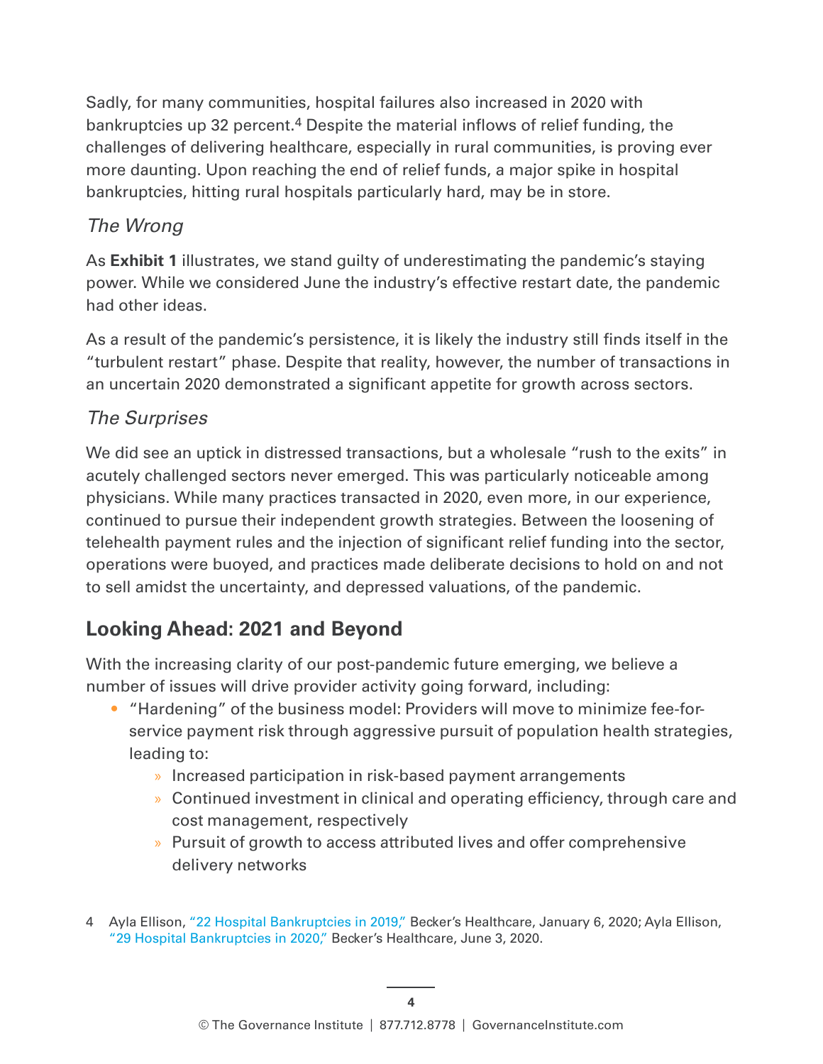Sadly, for many communities, hospital failures also increased in 2020 with bankruptcies up 32 percent.[4] Despite the material inflows of relief funding, the challenges of delivering healthcare, especially in rural communities, is proving ever more daunting. Upon reaching the end of relief funds, a major spike in hospital bankruptcies, hitting rural hospitals particularly hard, may be in store.

### *The Wrong*

As **Exhibit 1** illustrates, we stand guilty of underestimating the pandemic's staying power. While we considered June the industry's effective restart date, the pandemic had other ideas.

As a result of the pandemic's persistence, it is likely the industry still finds itself in the "turbulent restart" phase. Despite that reality, however, the number of transactions in an uncertain 2020 demonstrated a significant appetite for growth across sectors.

### *The Surprises*

We did see an uptick in distressed transactions, but a wholesale "rush to the exits" in acutely challenged sectors never emerged. This was particularly noticeable among physicians. While many practices transacted in 2020, even more, in our experience, continued to pursue their independent growth strategies. Between the loosening of telehealth payment rules and the injection of significant relief funding into the sector, operations were buoyed, and practices made deliberate decisions to hold on and not to sell amidst the uncertainty, and depressed valuations, of the pandemic.

## Looking Ahead: 2021 and Beyond

With the increasing clarity of our post-pandemic future emerging, we believe a number of issues will drive provider activity going forward, including:

- "Hardening" of the business model: Providers will move to minimize fee-for-service payment risk through aggressive pursuit of population health strategies, leading to:
  - Increased participation in risk-based payment arrangements
  - Continued investment in clinical and operating efficiency, through care and cost management, respectively
  - Pursuit of growth to access attributed lives and offer comprehensive delivery networks

4 Ayla Ellison, "22 Hospital Bankruptcies in 2019," Becker's Healthcare, January 6, 2020; Ayla Ellison, "29 Hospital Bankruptcies in 2020," Becker's Healthcare, June 3, 2020.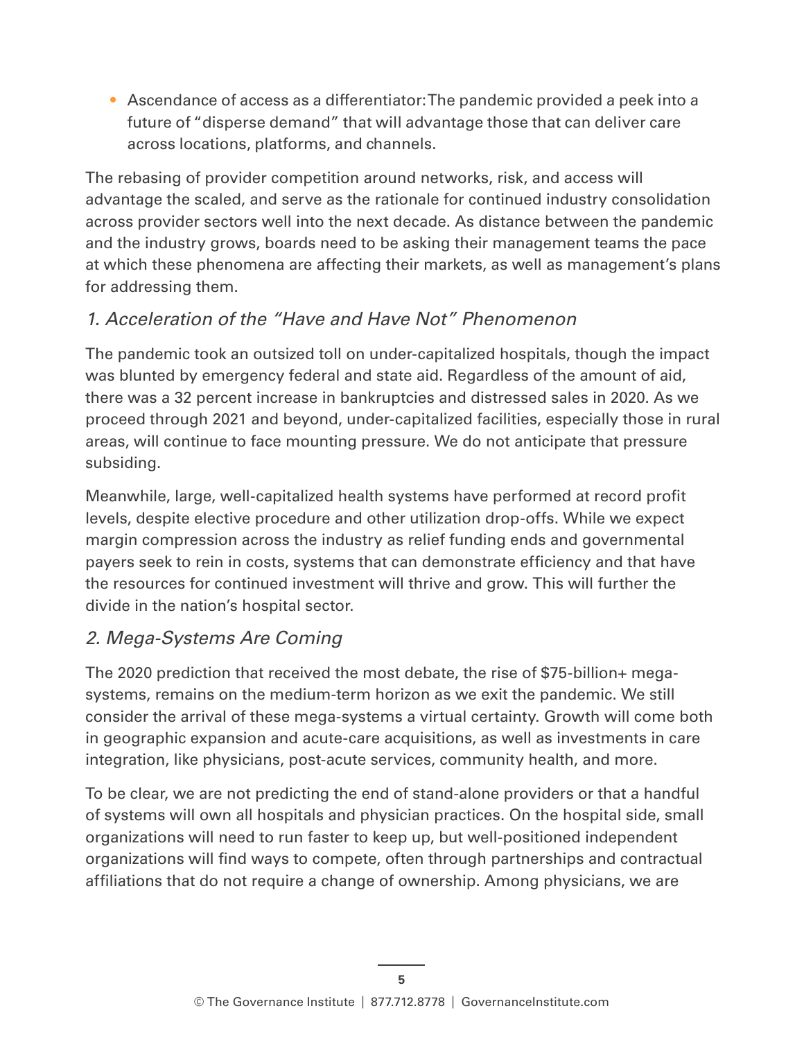- Ascendance of access as a differentiator: The pandemic provided a peek into a future of "disperse demand" that will advantage those that can deliver care across locations, platforms, and channels.

The rebasing of provider competition around networks, risk, and access will advantage the scaled, and serve as the rationale for continued industry consolidation across provider sectors well into the next decade. As distance between the pandemic and the industry grows, boards need to be asking their management teams the pace at which these phenomena are affecting their markets, as well as management's plans for addressing them.

### *1. Acceleration of the "Have and Have Not" Phenomenon*

The pandemic took an outsized toll on under-capitalized hospitals, though the impact was blunted by emergency federal and state aid. Regardless of the amount of aid, there was a 32 percent increase in bankruptcies and distressed sales in 2020. As we proceed through 2021 and beyond, under-capitalized facilities, especially those in rural areas, will continue to face mounting pressure. We do not anticipate that pressure subsiding.

Meanwhile, large, well-capitalized health systems have performed at record profit levels, despite elective procedure and other utilization drop-offs. While we expect margin compression across the industry as relief funding ends and governmental payers seek to rein in costs, systems that can demonstrate efficiency and that have the resources for continued investment will thrive and grow. This will further the divide in the nation's hospital sector.

### *2. Mega-Systems Are Coming*

The 2020 prediction that received the most debate, the rise of $75-billion+ mega-systems, remains on the medium-term horizon as we exit the pandemic. We still consider the arrival of these mega-systems a virtual certainty. Growth will come both in geographic expansion and acute-care acquisitions, as well as investments in care integration, like physicians, post-acute services, community health, and more.

To be clear, we are not predicting the end of stand-alone providers or that a handful of systems will own all hospitals and physician practices. On the hospital side, small organizations will need to run faster to keep up, but well-positioned independent organizations will find ways to compete, often through partnerships and contractual affiliations that do not require a change of ownership. Among physicians, we are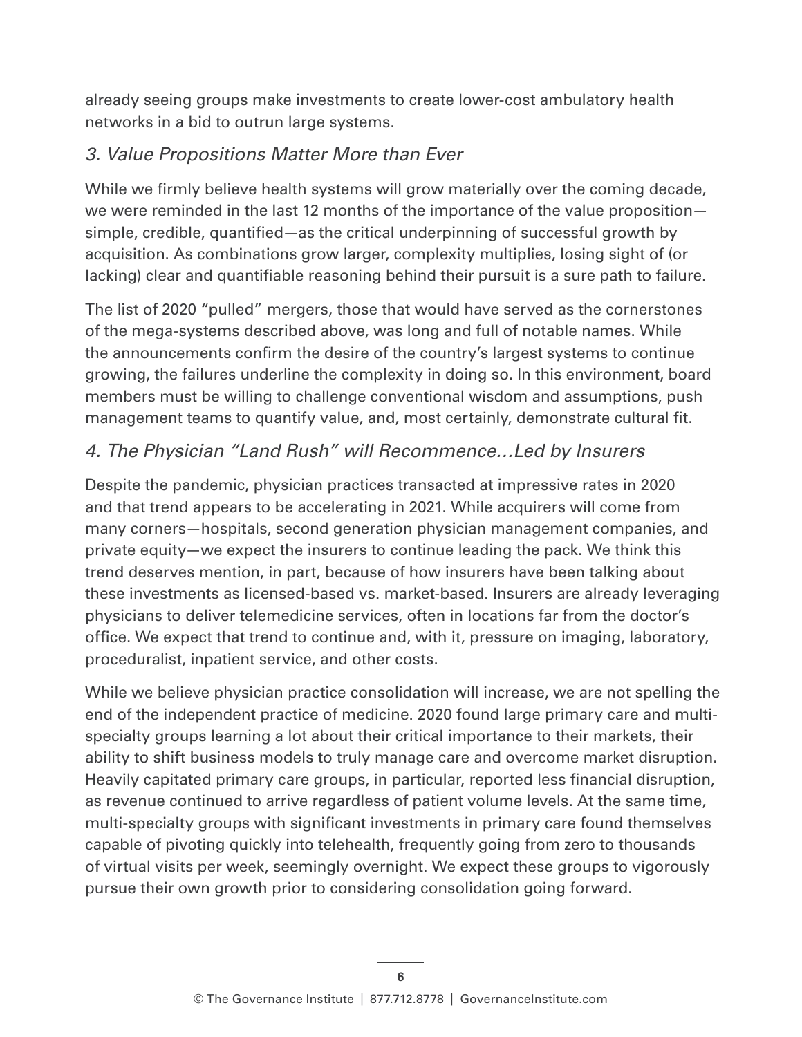already seeing groups make investments to create lower-cost ambulatory health networks in a bid to outrun large systems.

### *3. Value Propositions Matter More than Ever*

While we firmly believe health systems will grow materially over the coming decade, we were reminded in the last 12 months of the importance of the value proposition—simple, credible, quantified—as the critical underpinning of successful growth by acquisition. As combinations grow larger, complexity multiplies, losing sight of (or lacking) clear and quantifiable reasoning behind their pursuit is a sure path to failure.

The list of 2020 "pulled" mergers, those that would have served as the cornerstones of the mega-systems described above, was long and full of notable names. While the announcements confirm the desire of the country's largest systems to continue growing, the failures underline the complexity in doing so. In this environment, board members must be willing to challenge conventional wisdom and assumptions, push management teams to quantify value, and, most certainly, demonstrate cultural fit.

### *4. The Physician "Land Rush" will Recommence…Led by Insurers*

Despite the pandemic, physician practices transacted at impressive rates in 2020 and that trend appears to be accelerating in 2021. While acquirers will come from many corners—hospitals, second generation physician management companies, and private equity—we expect the insurers to continue leading the pack. We think this trend deserves mention, in part, because of how insurers have been talking about these investments as licensed-based vs. market-based. Insurers are already leveraging physicians to deliver telemedicine services, often in locations far from the doctor's office. We expect that trend to continue and, with it, pressure on imaging, laboratory, proceduralist, inpatient service, and other costs.

While we believe physician practice consolidation will increase, we are not spelling the end of the independent practice of medicine. 2020 found large primary care and multi-specialty groups learning a lot about their critical importance to their markets, their ability to shift business models to truly manage care and overcome market disruption. Heavily capitated primary care groups, in particular, reported less financial disruption, as revenue continued to arrive regardless of patient volume levels. At the same time, multi-specialty groups with significant investments in primary care found themselves capable of pivoting quickly into telehealth, frequently going from zero to thousands of virtual visits per week, seemingly overnight. We expect these groups to vigorously pursue their own growth prior to considering consolidation going forward.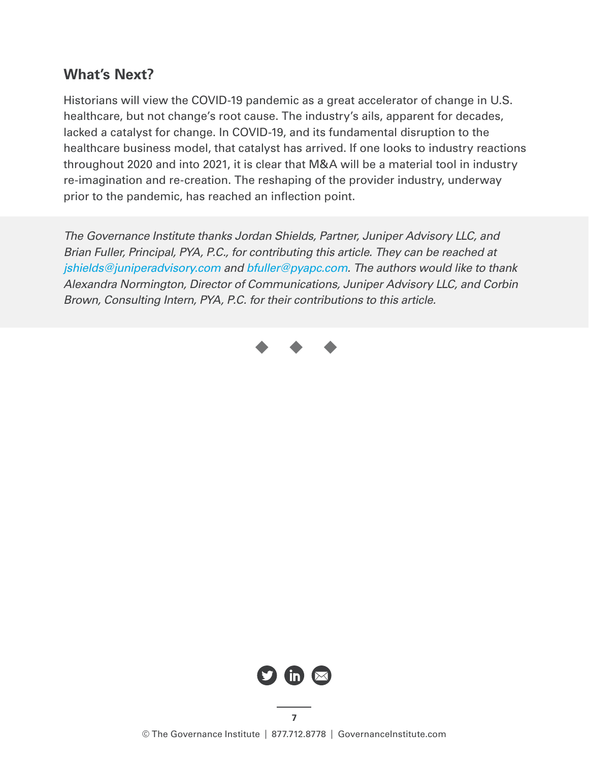## What's Next?

Historians will view the COVID-19 pandemic as a great accelerator of change in U.S. healthcare, but not change's root cause. The industry's ails, apparent for decades, lacked a catalyst for change. In COVID-19, and its fundamental disruption to the healthcare business model, that catalyst has arrived. If one looks to industry reactions throughout 2020 and into 2021, it is clear that M&A will be a material tool in industry re-imagination and re-creation. The reshaping of the provider industry, underway prior to the pandemic, has reached an inflection point.

*The Governance Institute thanks Jordan Shields, Partner, Juniper Advisory LLC, and Brian Fuller, Principal, PYA, P.C., for contributing this article. They can be reached at jshields@juniperadvisory.com and bfuller@pyapc.com. The authors would like to thank Alexandra Normington, Director of Communications, Juniper Advisory LLC, and Corbin Brown, Consulting Intern, PYA, P.C. for their contributions to this article.*

◆ ◆ ◆